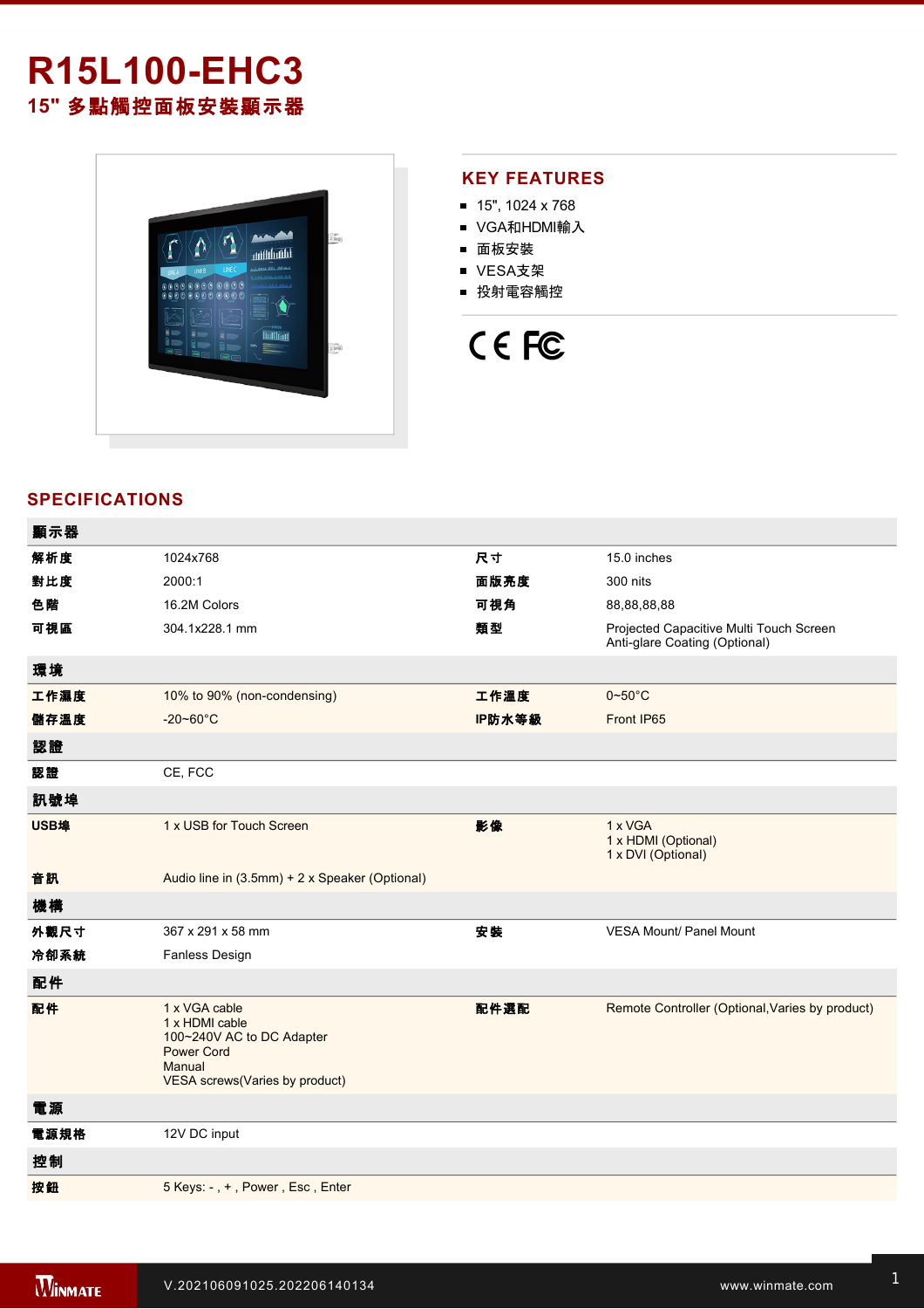# R15L100-EHC3

## 15" 多點觸控面板安裝顯示器

## KEY FEATURES

- 15", 1024 x 768
- VGA和HDMI輸入
- 面板安裝
- VESA支架
- 投射電容觸控

## SPECIFICATIONS

| 顯示器 | | | |
|---|---|---|---|
| 解析度 | 1024x768 | 尺寸 | 15.0 inches |
| 對比度 | 2000:1 | 面版亮度 | 300 nits |
| 色階 | 16.2M Colors | 可視角 | 88,88,88,88 |
| 可視區 | 304.1x228.1 mm | 類型 | Projected Capacitive Multi Touch Screen<br>Anti-glare Coating (Optional) |
| **環境** | | | |
| 工作濕度 | 10% to 90% (non-condensing) | 工作溫度 | 0~50°C |
| 儲存溫度 | -20~60°C | IP防水等級 | Front IP65 |
| **認證** | | | |
| 認證 | CE, FCC | | |
| **訊號埠** | | | |
| USB埠 | 1 x USB for Touch Screen | 影像 | 1 x VGA<br>1 x HDMI (Optional)<br>1 x DVI (Optional) |
| 音訊 | Audio line in (3.5mm) + 2 x Speaker (Optional) | | |
| **機構** | | | |
| 外觀尺寸 | 367 x 291 x 58 mm | 安裝 | VESA Mount/ Panel Mount |
| 冷卻系統 | Fanless Design | | |
| **配件** | | | |
| 配件 | 1 x VGA cable<br>1 x HDMI cable<br>100~240V AC to DC Adapter<br>Power Cord<br>Manual<br>VESA screws(Varies by product) | 配件選配 | Remote Controller (Optional,Varies by product) |
| **電源** | | | |
| 電源規格 | 12V DC input | | |
| **控制** | | | |
| 按鈕 | 5 Keys: - , + , Power , Esc , Enter | | |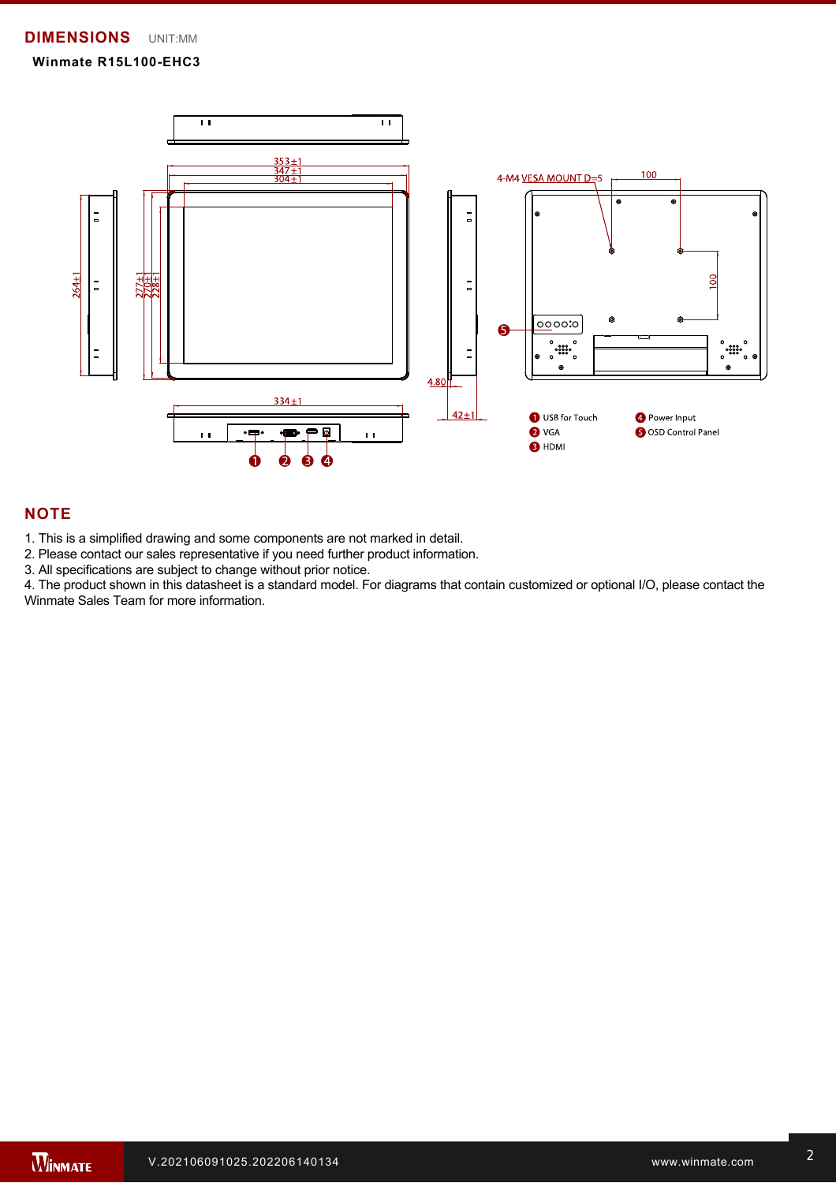## DIMENSIONS UNIT:MM

**Winmate R15L100-EHC3**

353±1
347±1
304±1
264±1
277±1
270±1
228±1
4-M4 VESA MOUNT D=5
100
100
4.80
334±1
42±1

❶ USB for Touch
❷ VGA
❸ HDMI
❹ Power Input
❺ OSD Control Panel

## NOTE

1. This is a simplified drawing and some components are not marked in detail.
2. Please contact our sales representative if you need further product information.
3. All specifications are subject to change without prior notice.
4. The product shown in this datasheet is a standard model. For diagrams that contain customized or optional I/O, please contact the Winmate Sales Team for more information.